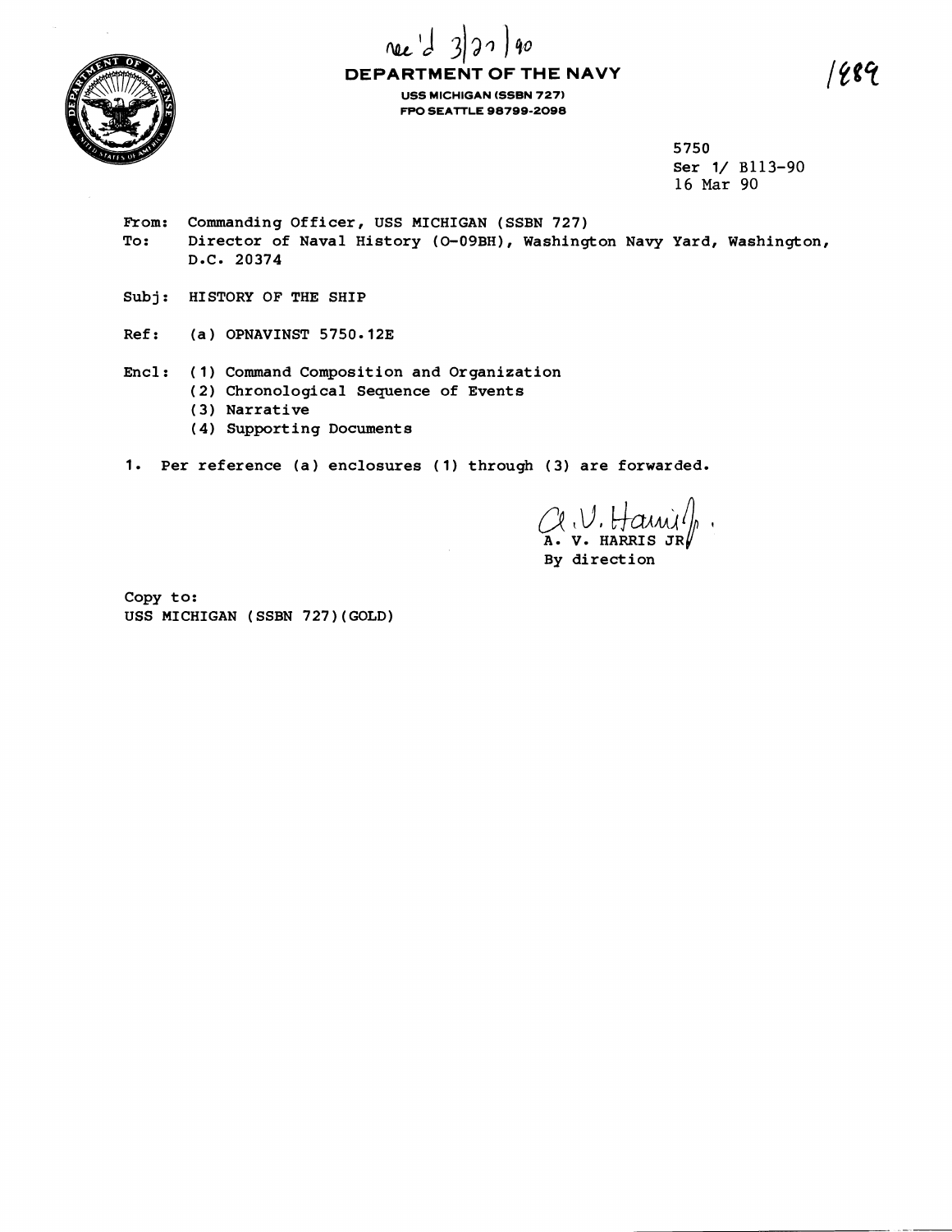rec'd 3/27/90

# DEPARTMENT OF THE NAVY

USS MICHIGAN (SSBN 727)
FPO SEATTLE 98799-2098

1889

5750
Ser 1/ B113-90
16 Mar 90

From: Commanding Officer, USS MICHIGAN (SSBN 727)
To: Director of Naval History (O-09BH), Washington Navy Yard, Washington, D.C. 20374

Subj: HISTORY OF THE SHIP

Ref: (a) OPNAVINST 5750.12E

Encl: (1) Command Composition and Organization
(2) Chronological Sequence of Events
(3) Narrative
(4) Supporting Documents

1. Per reference (a) enclosures (1) through (3) are forwarded.

A. V. HARRIS JR
By direction

Copy to:
USS MICHIGAN (SSBN 727)(GOLD)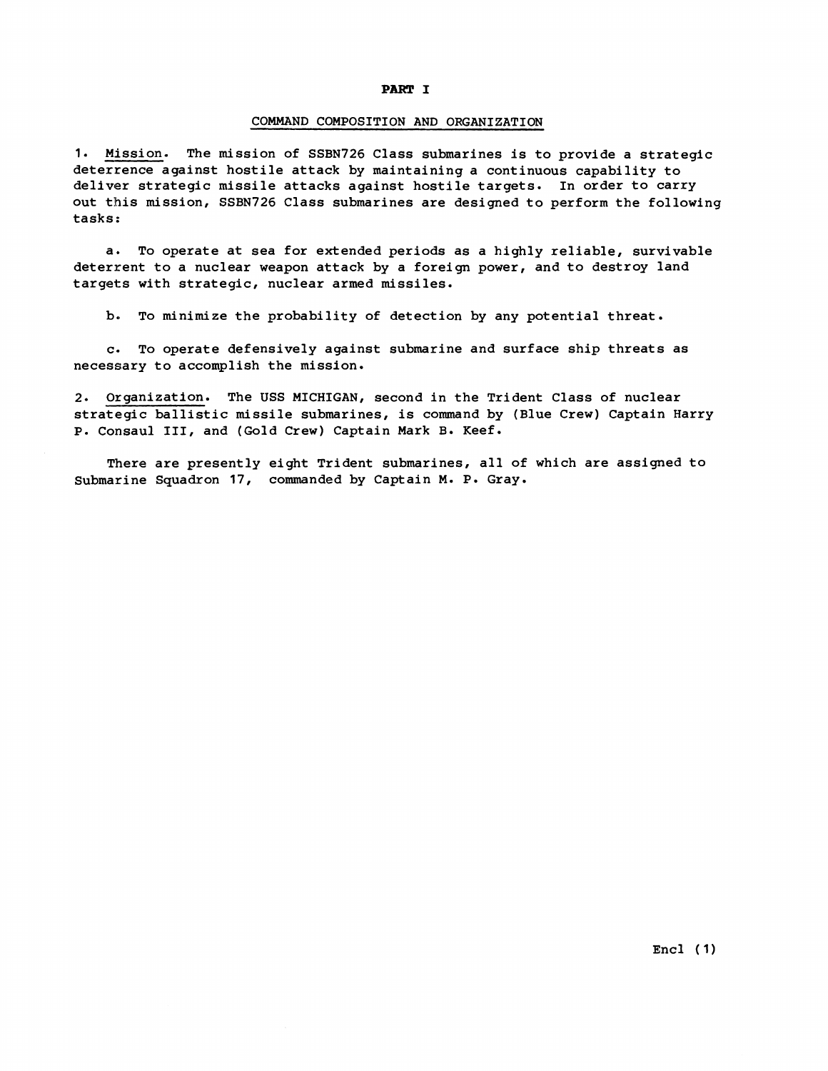## PART I

### COMMAND COMPOSITION AND ORGANIZATION

1. Mission. The mission of SSBN726 Class submarines is to provide a strategic deterrence against hostile attack by maintaining a continuous capability to deliver strategic missile attacks against hostile targets. In order to carry out this mission, SSBN726 Class submarines are designed to perform the following tasks:

   a. To operate at sea for extended periods as a highly reliable, survivable deterrent to a nuclear weapon attack by a foreign power, and to destroy land targets with strategic, nuclear armed missiles.

   b. To minimize the probability of detection by any potential threat.

   c. To operate defensively against submarine and surface ship threats as necessary to accomplish the mission.

2. Organization. The USS MICHIGAN, second in the Trident Class of nuclear strategic ballistic missile submarines, is command by (Blue Crew) Captain Harry P. Consaul III, and (Gold Crew) Captain Mark B. Keef.

   There are presently eight Trident submarines, all of which are assigned to Submarine Squadron 17, commanded by Captain M. P. Gray.

Encl (1)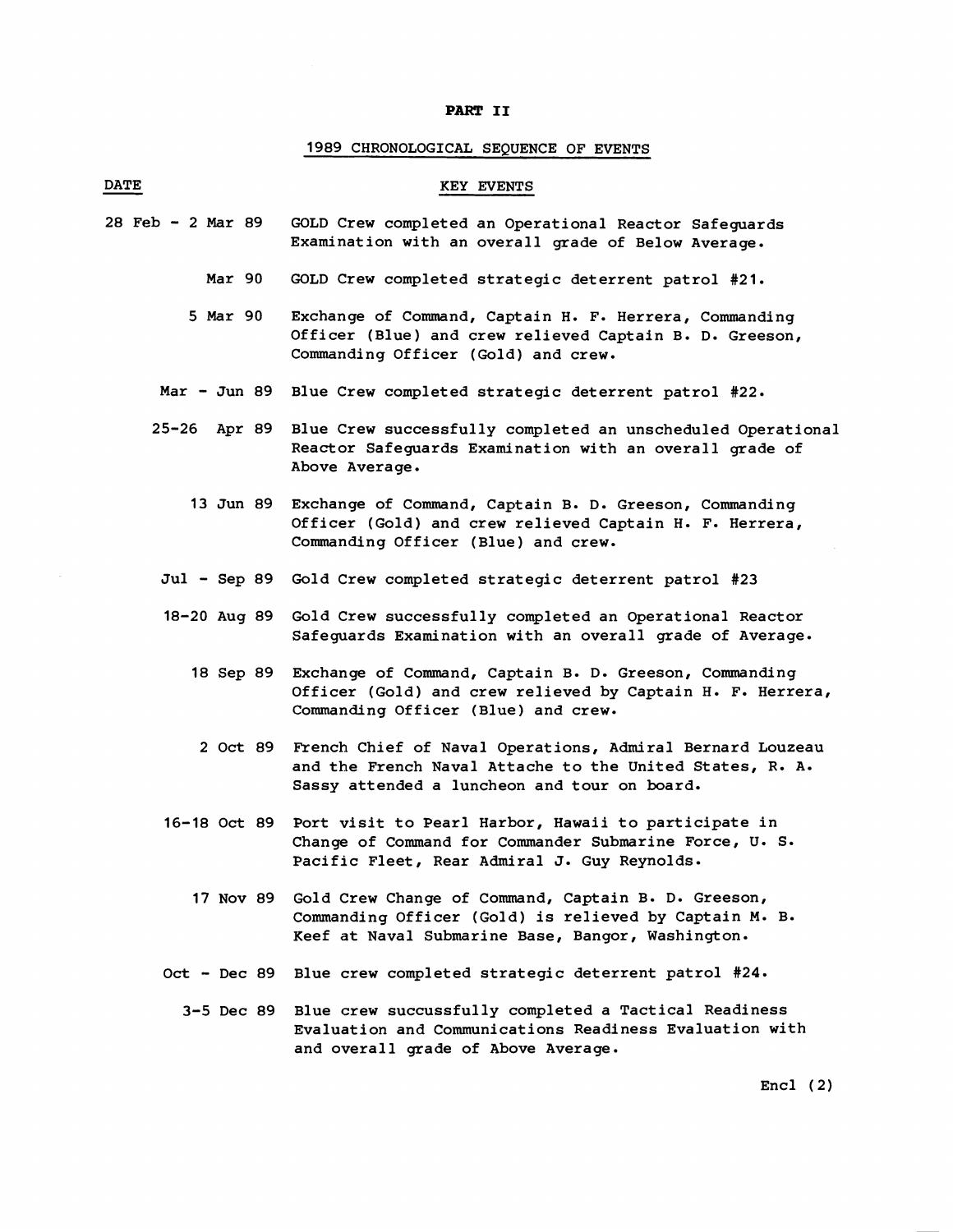**PART II**

1989 CHRONOLOGICAL SEQUENCE OF EVENTS

| DATE | KEY EVENTS |
| --- | --- |
| 28 Feb - 2 Mar 89 | GOLD Crew completed an Operational Reactor Safeguards Examination with an overall grade of Below Average. |
| Mar 90 | GOLD Crew completed strategic deterrent patrol #21. |
| 5 Mar 90 | Exchange of Command, Captain H. F. Herrera, Commanding Officer (Blue) and crew relieved Captain B. D. Greeson, Commanding Officer (Gold) and crew. |
| Mar - Jun 89 | Blue Crew completed strategic deterrent patrol #22. |
| 25-26 Apr 89 | Blue Crew successfully completed an unscheduled Operational Reactor Safeguards Examination with an overall grade of Above Average. |
| 13 Jun 89 | Exchange of Command, Captain B. D. Greeson, Commanding Officer (Gold) and crew relieved Captain H. F. Herrera, Commanding Officer (Blue) and crew. |
| Jul - Sep 89 | Gold Crew completed strategic deterrent patrol #23 |
| 18-20 Aug 89 | Gold Crew successfully completed an Operational Reactor Safeguards Examination with an overall grade of Average. |
| 18 Sep 89 | Exchange of Command, Captain B. D. Greeson, Commanding Officer (Gold) and crew relieved by Captain H. F. Herrera, Commanding Officer (Blue) and crew. |
| 2 Oct 89 | French Chief of Naval Operations, Admiral Bernard Louzeau and the French Naval Attache to the United States, R. A. Sassy attended a luncheon and tour on board. |
| 16-18 Oct 89 | Port visit to Pearl Harbor, Hawaii to participate in Change of Command for Commander Submarine Force, U. S. Pacific Fleet, Rear Admiral J. Guy Reynolds. |
| 17 Nov 89 | Gold Crew Change of Command, Captain B. D. Greeson, Commanding Officer (Gold) is relieved by Captain M. B. Keef at Naval Submarine Base, Bangor, Washington. |
| Oct - Dec 89 | Blue crew completed strategic deterrent patrol #24. |
| 3-5 Dec 89 | Blue crew succussfully completed a Tactical Readiness Evaluation and Communications Readiness Evaluation with and overall grade of Above Average. |

Encl (2)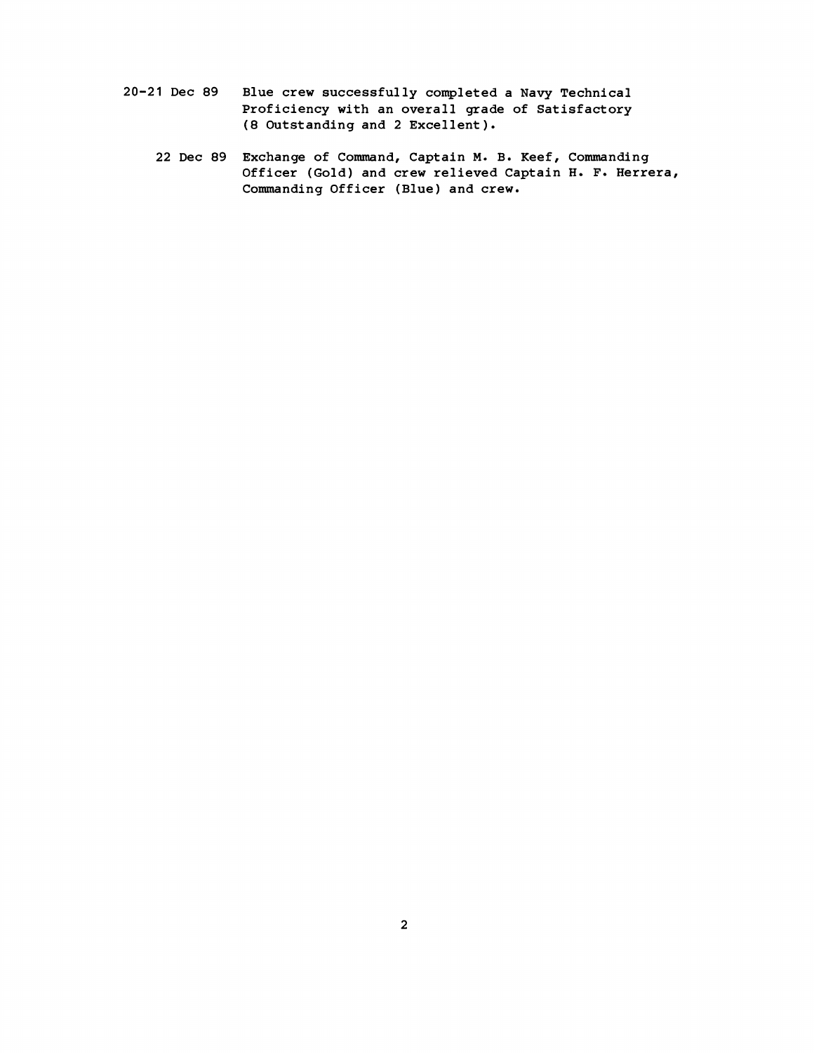20-21 Dec 89 Blue crew successfully completed a Navy Technical Proficiency with an overall grade of Satisfactory (8 Outstanding and 2 Excellent).

22 Dec 89 Exchange of Command, Captain M. B. Keef, Commanding Officer (Gold) and crew relieved Captain H. F. Herrera, Commanding Officer (Blue) and crew.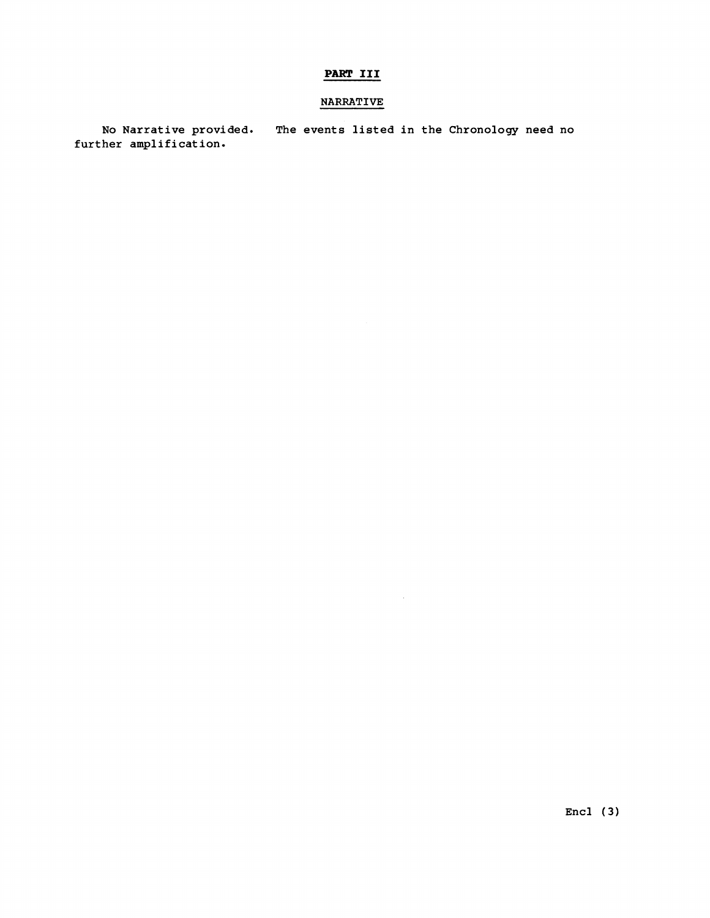# PART III

## NARRATIVE

No Narrative provided. The events listed in the Chronology need no further amplification.

Encl (3)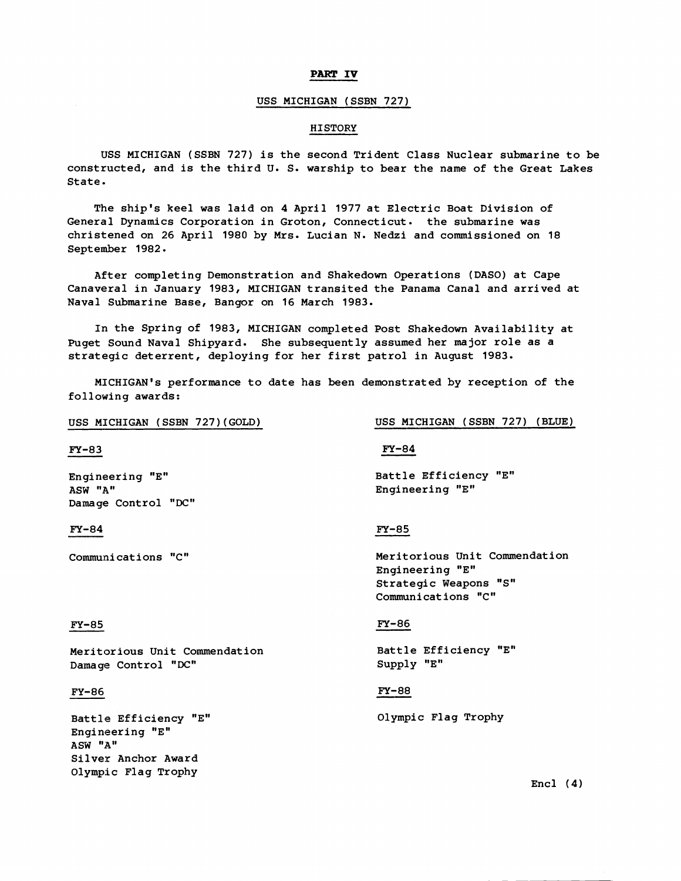**PART IV**

USS MICHIGAN (SSBN 727)

HISTORY

USS MICHIGAN (SSBN 727) is the second Trident Class Nuclear submarine to be constructed, and is the third U. S. warship to bear the name of the Great Lakes State.

The ship's keel was laid on 4 April 1977 at Electric Boat Division of General Dynamics Corporation in Groton, Connecticut. the submarine was christened on 26 April 1980 by Mrs. Lucian N. Nedzi and commissioned on 18 September 1982.

After completing Demonstration and Shakedown Operations (DASO) at Cape Canaveral in January 1983, MICHIGAN transited the Panama Canal and arrived at Naval Submarine Base, Bangor on 16 March 1983.

In the Spring of 1983, MICHIGAN completed Post Shakedown Availability at Puget Sound Naval Shipyard. She subsequently assumed her major role as a strategic deterrent, deploying for her first patrol in August 1983.

MICHIGAN's performance to date has been demonstrated by reception of the following awards:

USS MICHIGAN (SSBN 727)(GOLD)

FY-83

Engineering "E"
ASW "A"
Damage Control "DC"

FY-84

Communications "C"

FY-85

Meritorious Unit Commendation
Damage Control "DC"

FY-86

Battle Efficiency "E"
Engineering "E"
ASW "A"
Silver Anchor Award
Olympic Flag Trophy

USS MICHIGAN (SSBN 727) (BLUE)

FY-84

Battle Efficiency "E"
Engineering "E"

FY-85

Meritorious Unit Commendation
Engineering "E"
Strategic Weapons "S"
Communications "C"

FY-86

Battle Efficiency "E"
Supply "E"

FY-88

Olympic Flag Trophy

Encl (4)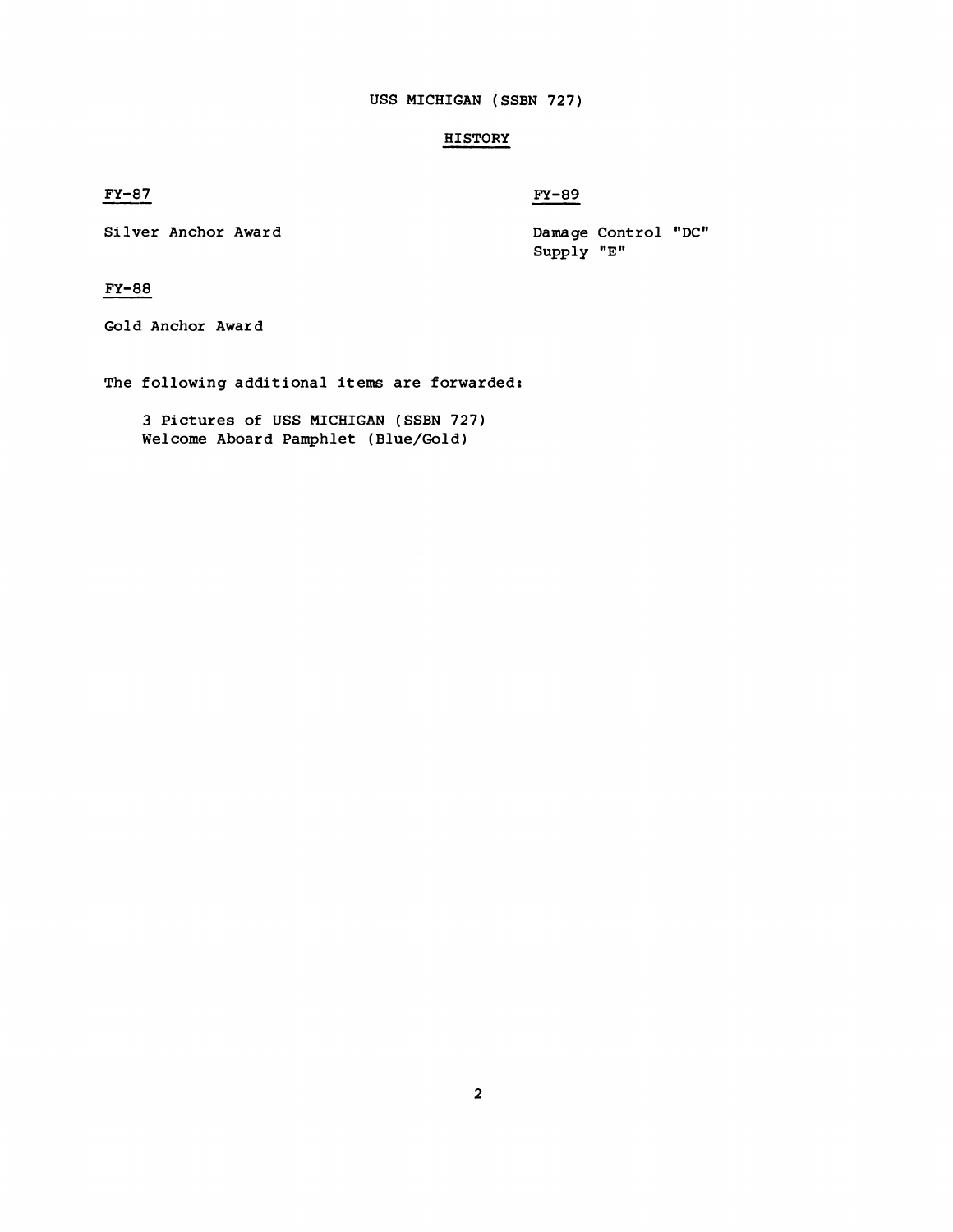USS MICHIGAN (SSBN 727)

## HISTORY

**FY-87**

Silver Anchor Award

**FY-88**

Gold Anchor Award

**FY-89**

Damage Control "DC"
Supply "E"

The following additional items are forwarded:

3 Pictures of USS MICHIGAN (SSBN 727)
Welcome Aboard Pamphlet (Blue/Gold)